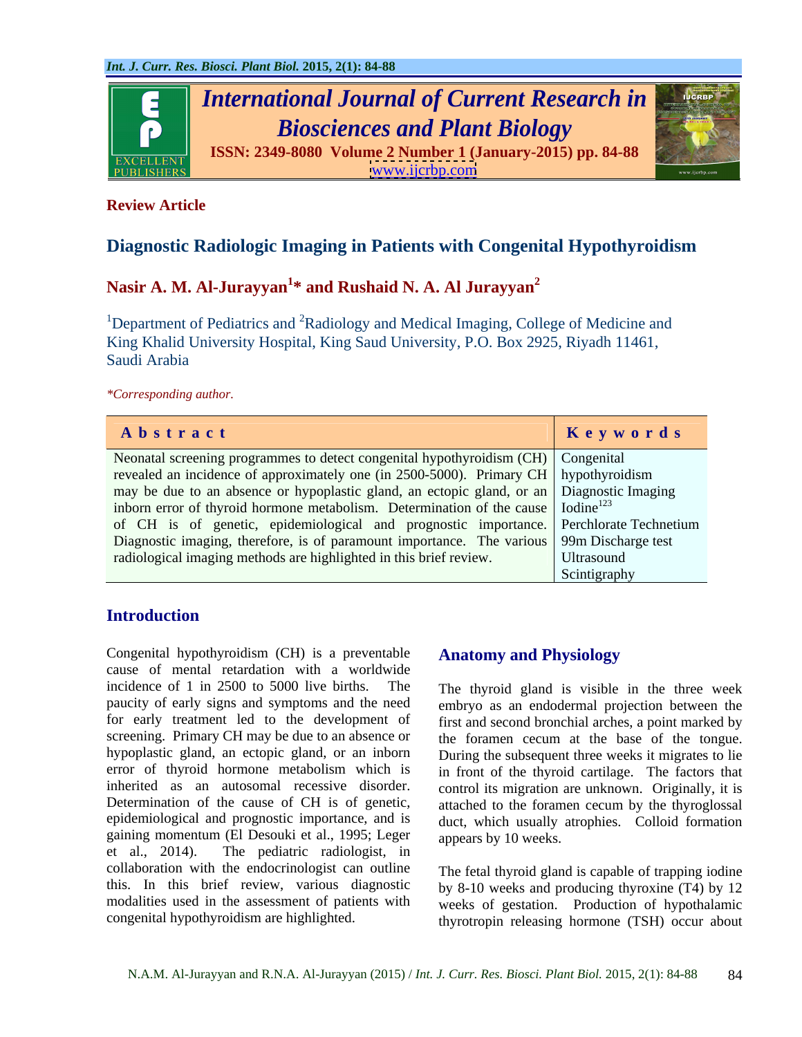**Review Article**

# Diagnostic Radiologic Imaging in Patients with Congenital Hypothyroidism

**Nasir A. M. Al-Jurayyan[1]* and Rushaid N. A. Al Jurayyan[2]**

[1]Department of Pediatrics and [2]Radiology and Medical Imaging, College of Medicine and King Khalid University Hospital, King Saud University, P.O. Box 2925, Riyadh 11461, Saudi Arabia

*\*Corresponding author.*

| Abstract | Keywords |
|---|---|
| Neonatal screening programmes to detect congenital hypothyroidism (CH) revealed an incidence of approximately one (in 2500-5000). Primary CH may be due to an absence or hypoplastic gland, an ectopic gland, or an inborn error of thyroid hormone metabolism. Determination of the cause of CH is of genetic, epidemiological and prognostic importance. Diagnostic imaging, therefore, is of paramount importance. The various radiological imaging methods are highlighted in this brief review. | Congenital hypothyroidism<br>Diagnostic Imaging<br>Iodine$^{123}$<br>Perchlorate Technetium 99m Discharge test<br>Ultrasound<br>Scintigraphy |

## Introduction

Congenital hypothyroidism (CH) is a preventable cause of mental retardation with a worldwide incidence of 1 in 2500 to 5000 live births. The paucity of early signs and symptoms and the need for early treatment led to the development of screening. Primary CH may be due to an absence or hypoplastic gland, an ectopic gland, or an inborn error of thyroid hormone metabolism which is inherited as an autosomal recessive disorder. Determination of the cause of CH is of genetic, epidemiological and prognostic importance, and is gaining momentum (El Desouki et al., 1995; Leger et al., 2014). The pediatric radiologist, in collaboration with the endocrinologist can outline this. In this brief review, various diagnostic modalities used in the assessment of patients with congenital hypothyroidism are highlighted.

## Anatomy and Physiology

The thyroid gland is visible in the three week embryo as an endodermal projection between the first and second bronchial arches, a point marked by the foramen cecum at the base of the tongue. During the subsequent three weeks it migrates to lie in front of the thyroid cartilage. The factors that control its migration are unknown. Originally, it is attached to the foramen cecum by the thyroglossal duct, which usually atrophies. Colloid formation appears by 10 weeks.

The fetal thyroid gland is capable of trapping iodine by 8-10 weeks and producing thyroxine (T4) by 12 weeks of gestation. Production of hypothalamic thyrotropin releasing hormone (TSH) occur about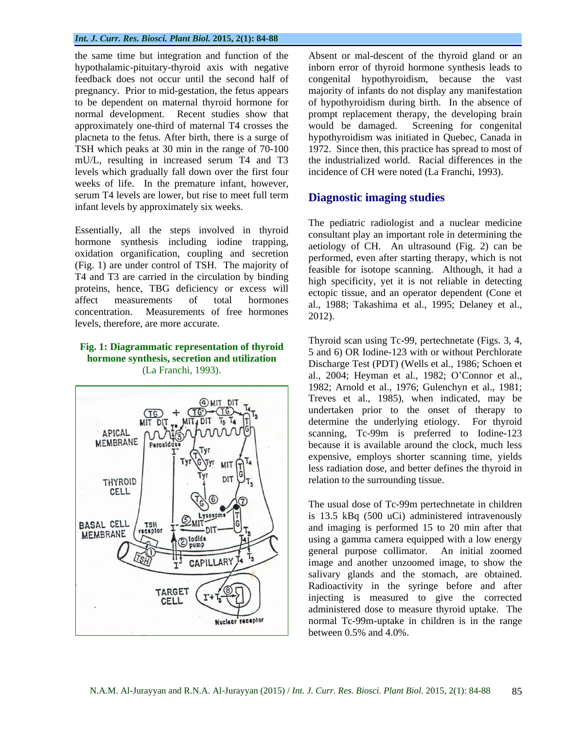the same time but integration and function of the hypothalamic-pituitary-thyroid axis with negative feedback does not occur until the second half of pregnancy. Prior to mid-gestation, the fetus appears to be dependent on maternal thyroid hormone for normal development. Recent studies show that approximately one-third of maternal T4 crosses the placneta to the fetus. After birth, there is a surge of TSH which peaks at 30 min in the range of 70-100 mU/L, resulting in increased serum T4 and T3 levels which gradually fall down over the first four weeks of life. In the premature infant, however, serum T4 levels are lower, but rise to meet full term infant levels by approximately six weeks.

Essentially, all the steps involved in thyroid hormone synthesis including iodine trapping, oxidation organification, coupling and secretion (Fig. 1) are under control of TSH. The majority of T4 and T3 are carried in the circulation by binding proteins, hence, TBG deficiency or excess will affect measurements of total hormones concentration. Measurements of free hormones levels, therefore, are more accurate.

**Fig. 1: Diagrammatic representation of thyroid hormone synthesis, secretion and utilization** (La Franchi, 1993).

Absent or mal-descent of the thyroid gland or an inborn error of thyroid hormone synthesis leads to congenital hypothyroidism, because the vast majority of infants do not display any manifestation of hypothyroidism during birth. In the absence of prompt replacement therapy, the developing brain would be damaged. Screening for congenital hypothyroidism was initiated in Quebec, Canada in 1972. Since then, this practice has spread to most of the industrialized world. Racial differences in the incidence of CH were noted (La Franchi, 1993).

## Diagnostic imaging studies

The pediatric radiologist and a nuclear medicine consultant play an important role in determining the aetiology of CH. An ultrasound (Fig. 2) can be performed, even after starting therapy, which is not feasible for isotope scanning. Although, it had a high specificity, yet it is not reliable in detecting ectopic tissue, and an operator dependent (Cone et al., 1988; Takashima et al., 1995; Delaney et al., 2012).

Thyroid scan using Tc-99, pertechnetate (Figs. 3, 4, 5 and 6) OR Iodine-123 with or without Perchlorate Discharge Test (PDT) (Wells et al., 1986; Schoen et al., 2004; Heyman et al., 1982; O'Connor et al., 1982; Arnold et al., 1976; Gulenchyn et al., 1981; Treves et al., 1985), when indicated, may be undertaken prior to the onset of therapy to determine the underlying etiology. For thyroid scanning, Tc-99m is preferred to Iodine-123 because it is available around the clock, much less expensive, employs shorter scanning time, yields less radiation dose, and better defines the thyroid in relation to the surrounding tissue.

The usual dose of Tc-99m pertechnetate in children is 13.5 kBq (500 uCi) administered intravenously and imaging is performed 15 to 20 min after that using a gamma camera equipped with a low energy general purpose collimator. An initial zoomed image and another unzoomed image, to show the salivary glands and the stomach, are obtained. Radioactivity in the syringe before and after injecting is measured to give the corrected administered dose to measure thyroid uptake. The normal Tc-99m-uptake in children is in the range between 0.5% and 4.0%.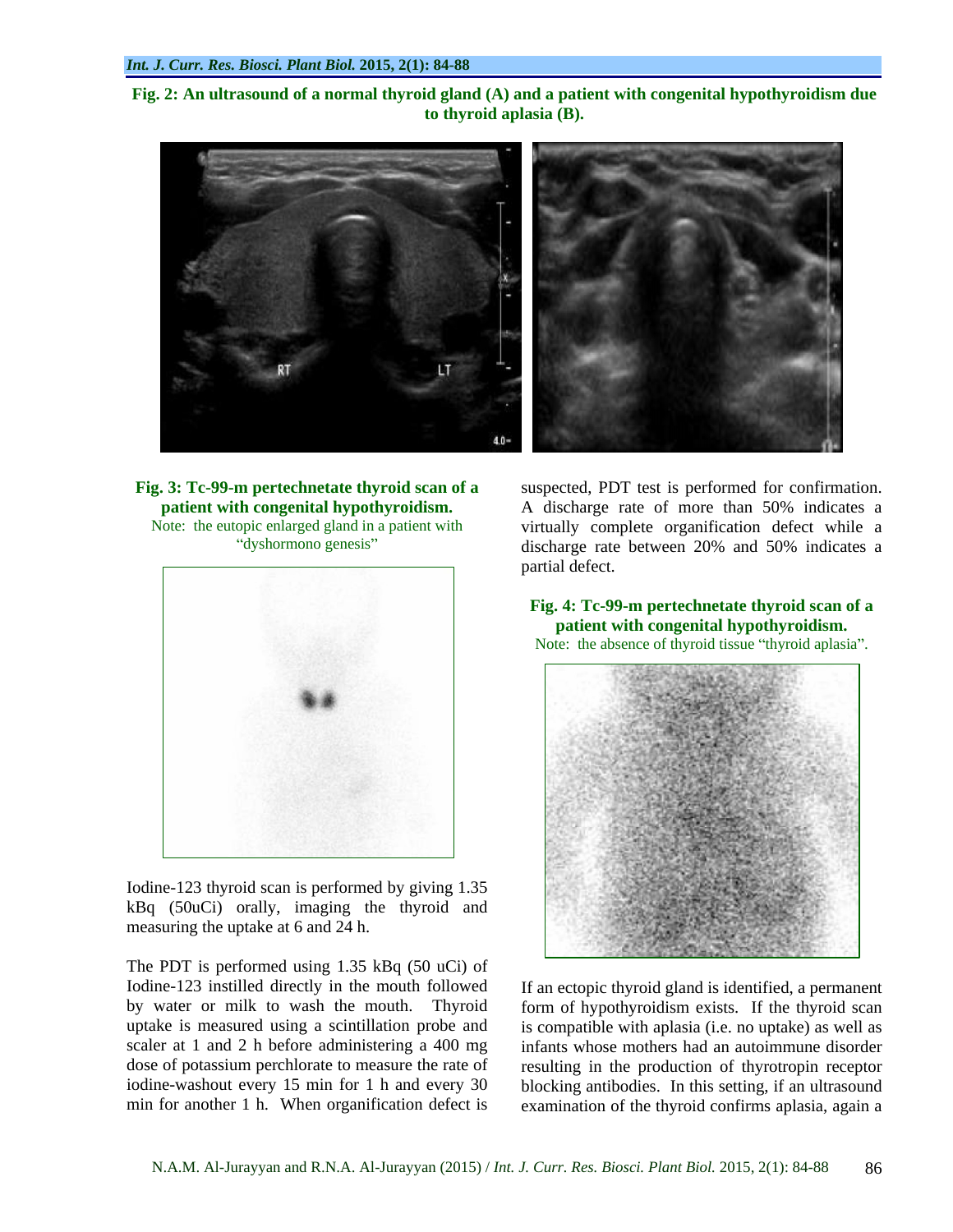**Fig. 2: An ultrasound of a normal thyroid gland (A) and a patient with congenital hypothyroidism due to thyroid aplasia (B).**

**Fig. 3: Tc-99-m pertechnetate thyroid scan of a patient with congenital hypothyroidism.**

Note: the eutopic enlarged gland in a patient with "dyshormono genesis"

Iodine-123 thyroid scan is performed by giving 1.35 kBq (50uCi) orally, imaging the thyroid and measuring the uptake at 6 and 24 h.

The PDT is performed using 1.35 kBq (50 uCi) of Iodine-123 instilled directly in the mouth followed by water or milk to wash the mouth. Thyroid uptake is measured using a scintillation probe and scaler at 1 and 2 h before administering a 400 mg dose of potassium perchlorate to measure the rate of iodine-washout every 15 min for 1 h and every 30 min for another 1 h. When organification defect is suspected, PDT test is performed for confirmation. A discharge rate of more than 50% indicates a virtually complete organification defect while a discharge rate between 20% and 50% indicates a partial defect.

**Fig. 4: Tc-99-m pertechnetate thyroid scan of a patient with congenital hypothyroidism.**

Note: the absence of thyroid tissue "thyroid aplasia".

If an ectopic thyroid gland is identified, a permanent form of hypothyroidism exists. If the thyroid scan is compatible with aplasia (i.e. no uptake) as well as infants whose mothers had an autoimmune disorder resulting in the production of thyrotropin receptor blocking antibodies. In this setting, if an ultrasound examination of the thyroid confirms aplasia, again a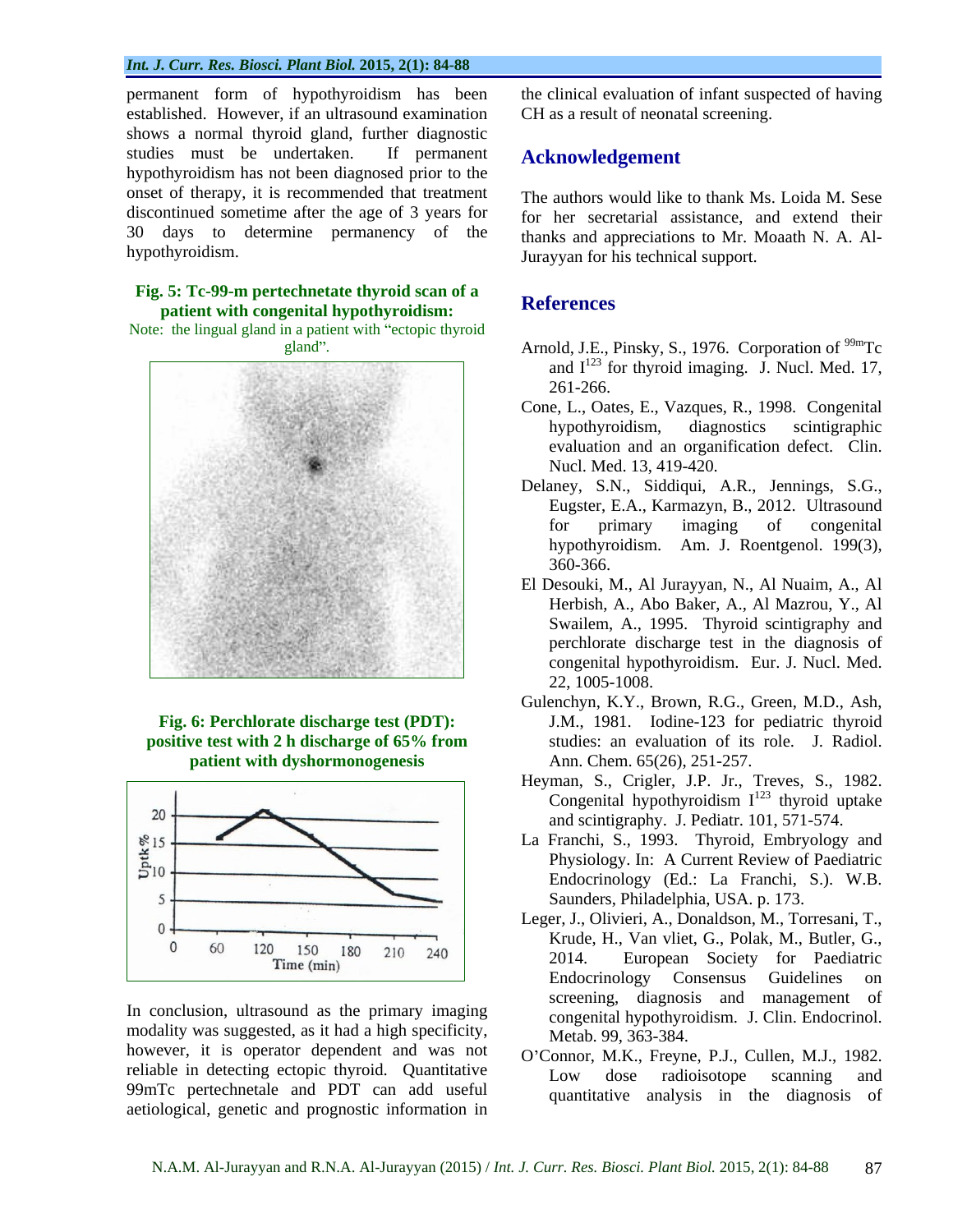permanent form of hypothyroidism has been established. However, if an ultrasound examination shows a normal thyroid gland, further diagnostic studies must be undertaken. If permanent hypothyroidism has not been diagnosed prior to the onset of therapy, it is recommended that treatment discontinued sometime after the age of 3 years for 30 days to determine permanency of the hypothyroidism.

**Fig. 5: Tc-99-m pertechnetate thyroid scan of a patient with congenital hypothyroidism:**
Note: the lingual gland in a patient with "ectopic thyroid gland".

**Fig. 6: Perchlorate discharge test (PDT): positive test with 2 h discharge of 65% from patient with dyshormonogenesis**

In conclusion, ultrasound as the primary imaging modality was suggested, as it had a high specificity, however, it is operator dependent and was not reliable in detecting ectopic thyroid. Quantitative 99mTc pertechnetale and PDT can add useful aetiological, genetic and prognostic information in the clinical evaluation of infant suspected of having CH as a result of neonatal screening.

## Acknowledgement

The authors would like to thank Ms. Loida M. Sese for her secretarial assistance, and extend their thanks and appreciations to Mr. Moaath N. A. Al-Jurayyan for his technical support.

## References

Arnold, J.E., Pinsky, S., 1976. Corporation of $^{99m}$Tc and $I^{123}$ for thyroid imaging. J. Nucl. Med. 17, 261-266.

Cone, L., Oates, E., Vazques, R., 1998. Congenital hypothyroidism, diagnostics scintigraphic evaluation and an organification defect. Clin. Nucl. Med. 13, 419-420.

Delaney, S.N., Siddiqui, A.R., Jennings, S.G., Eugster, E.A., Karmazyn, B., 2012. Ultrasound for primary imaging of congenital hypothyroidism. Am. J. Roentgenol. 199(3), 360-366.

El Desouki, M., Al Jurayyan, N., Al Nuaim, A., Al Herbish, A., Abo Baker, A., Al Mazrou, Y., Al Swailem, A., 1995. Thyroid scintigraphy and perchlorate discharge test in the diagnosis of congenital hypothyroidism. Eur. J. Nucl. Med. 22, 1005-1008.

Gulenchyn, K.Y., Brown, R.G., Green, M.D., Ash, J.M., 1981. Iodine-123 for pediatric thyroid studies: an evaluation of its role. J. Radiol. Ann. Chem. 65(26), 251-257.

Heyman, S., Crigler, J.P. Jr., Treves, S., 1982. Congenital hypothyroidism $I^{123}$ thyroid uptake and scintigraphy. J. Pediatr. 101, 571-574.

La Franchi, S., 1993. Thyroid, Embryology and Physiology. In: A Current Review of Paediatric Endocrinology (Ed.: La Franchi, S.). W.B. Saunders, Philadelphia, USA. p. 173.

Leger, J., Olivieri, A., Donaldson, M., Torresani, T., Krude, H., Van vliet, G., Polak, M., Butler, G., 2014. European Society for Paediatric Endocrinology Consensus Guidelines on screening, diagnosis and management of congenital hypothyroidism. J. Clin. Endocrinol. Metab. 99, 363-384.

O'Connor, M.K., Freyne, P.J., Cullen, M.J., 1982. Low dose radioisotope scanning and quantitative analysis in the diagnosis of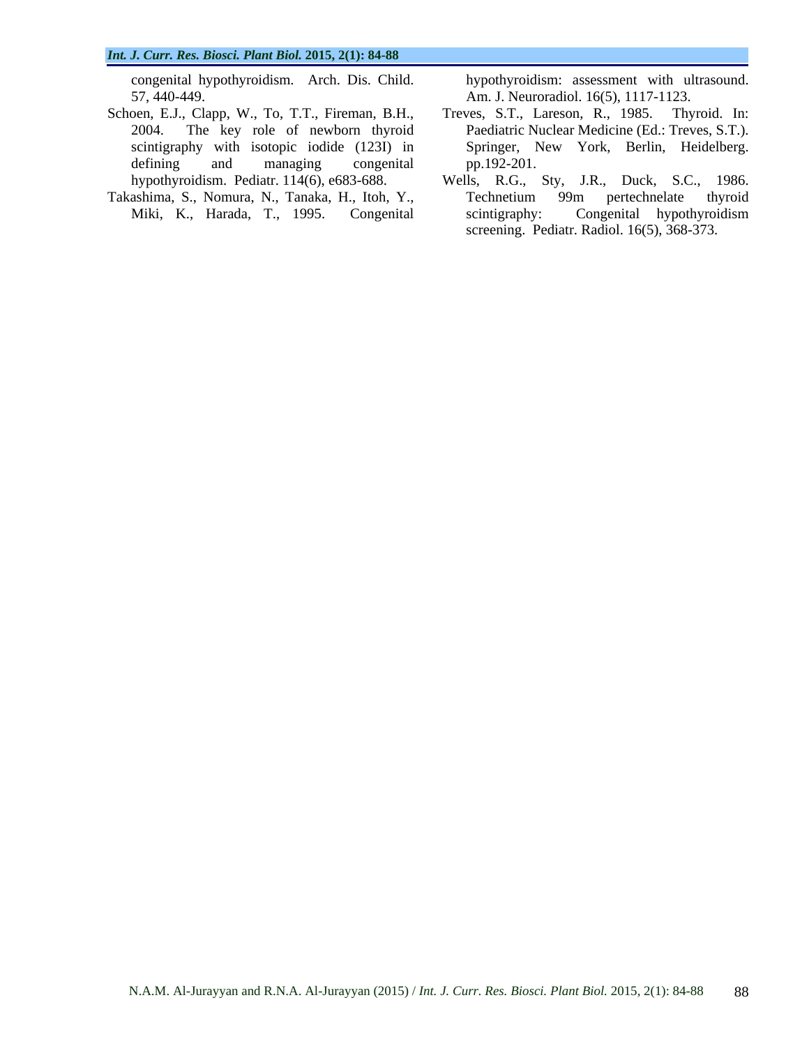congenital hypothyroidism. Arch. Dis. Child. 57, 440-449.

Schoen, E.J., Clapp, W., To, T.T., Fireman, B.H., 2004. The key role of newborn thyroid scintigraphy with isotopic iodide (123I) in defining and managing congenital hypothyroidism. Pediatr. 114(6), e683-688.

Takashima, S., Nomura, N., Tanaka, H., Itoh, Y., Miki, K., Harada, T., 1995. Congenital hypothyroidism: assessment with ultrasound. Am. J. Neuroradiol. 16(5), 1117-1123.

Treves, S.T., Lareson, R., 1985. Thyroid. In: Paediatric Nuclear Medicine (Ed.: Treves, S.T.). Springer, New York, Berlin, Heidelberg. pp.192-201.

Wells, R.G., Sty, J.R., Duck, S.C., 1986. Technetium 99m pertechnelate thyroid scintigraphy: Congenital hypothyroidism screening. Pediatr. Radiol. 16(5), 368-373.